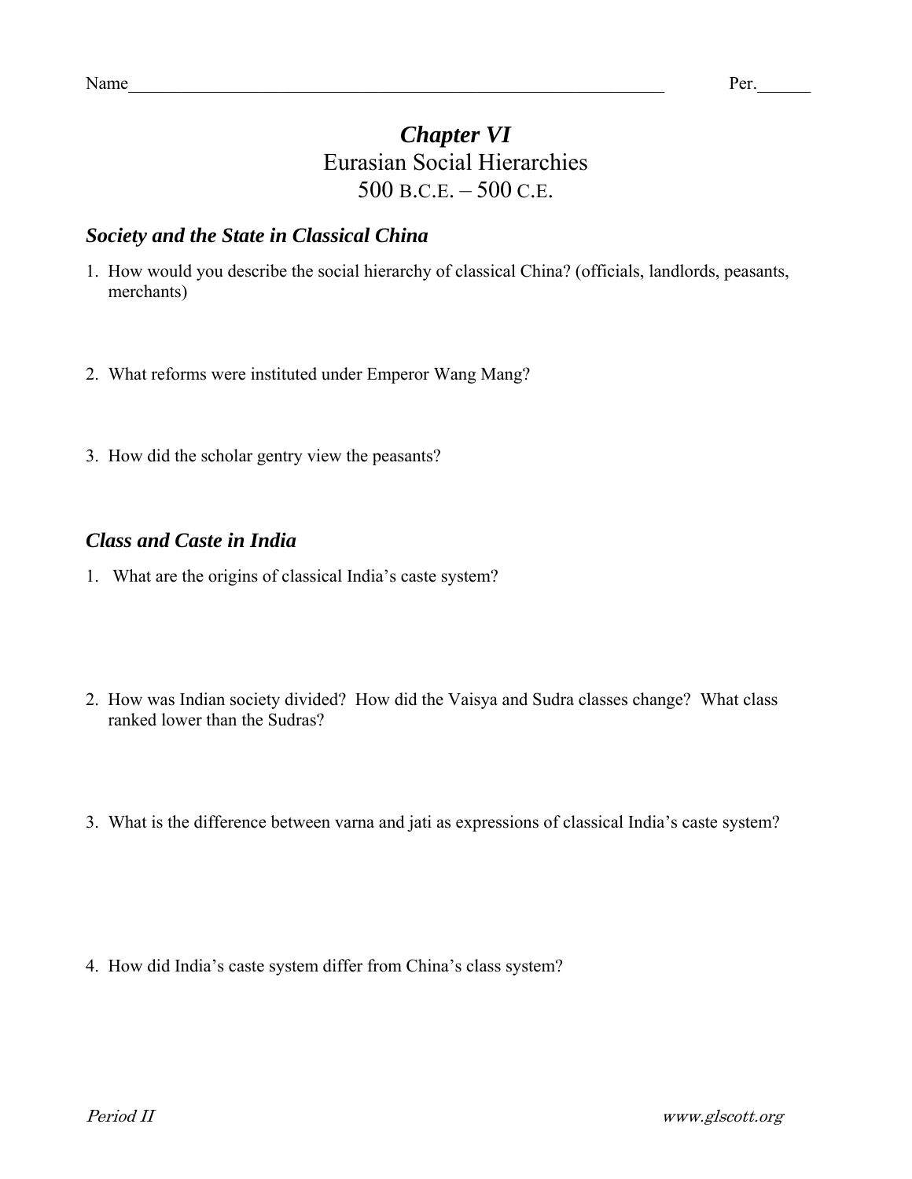Name_______________________________________________________________ Per.______

# *Chapter VI*

## Eurasian Social Hierarchies

## 500 B.C.E. – 500 C.E.

### *Society and the State in Classical China*

1. How would you describe the social hierarchy of classical China? (officials, landlords, peasants, merchants)

2. What reforms were instituted under Emperor Wang Mang?

3. How did the scholar gentry view the peasants?

### *Class and Caste in India*

1. What are the origins of classical India's caste system?

2. How was Indian society divided? How did the Vaisya and Sudra classes change? What class ranked lower than the Sudras?

3. What is the difference between varna and jati as expressions of classical India's caste system?

4. How did India's caste system differ from China's class system?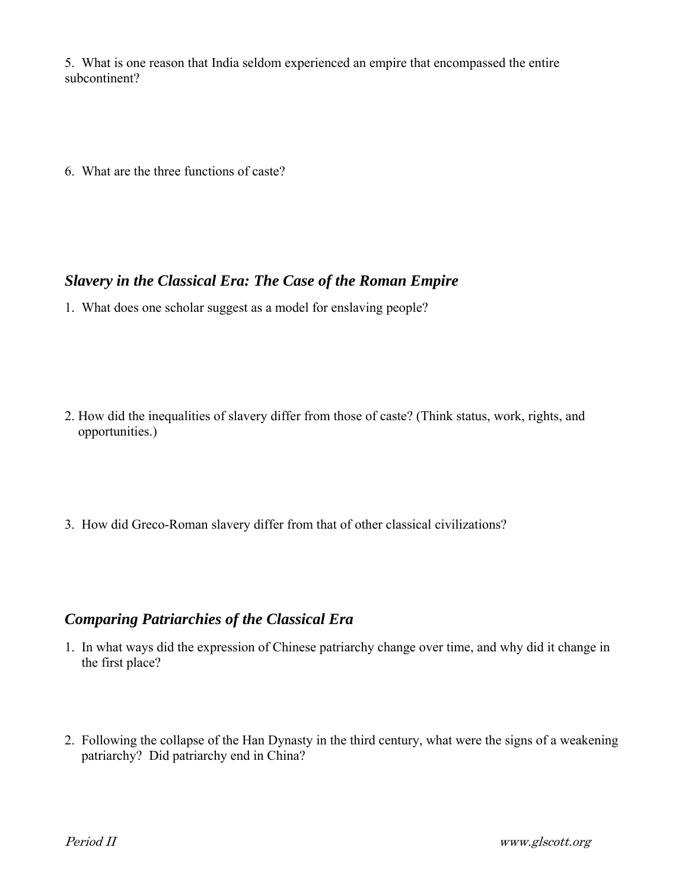5. What is one reason that India seldom experienced an empire that encompassed the entire subcontinent?

6. What are the three functions of caste?

## *Slavery in the Classical Era: The Case of the Roman Empire*

1. What does one scholar suggest as a model for enslaving people?

2. How did the inequalities of slavery differ from those of caste? (Think status, work, rights, and opportunities.)

3. How did Greco-Roman slavery differ from that of other classical civilizations?

## *Comparing Patriarchies of the Classical Era*

1. In what ways did the expression of Chinese patriarchy change over time, and why did it change in the first place?

2. Following the collapse of the Han Dynasty in the third century, what were the signs of a weakening patriarchy? Did patriarchy end in China?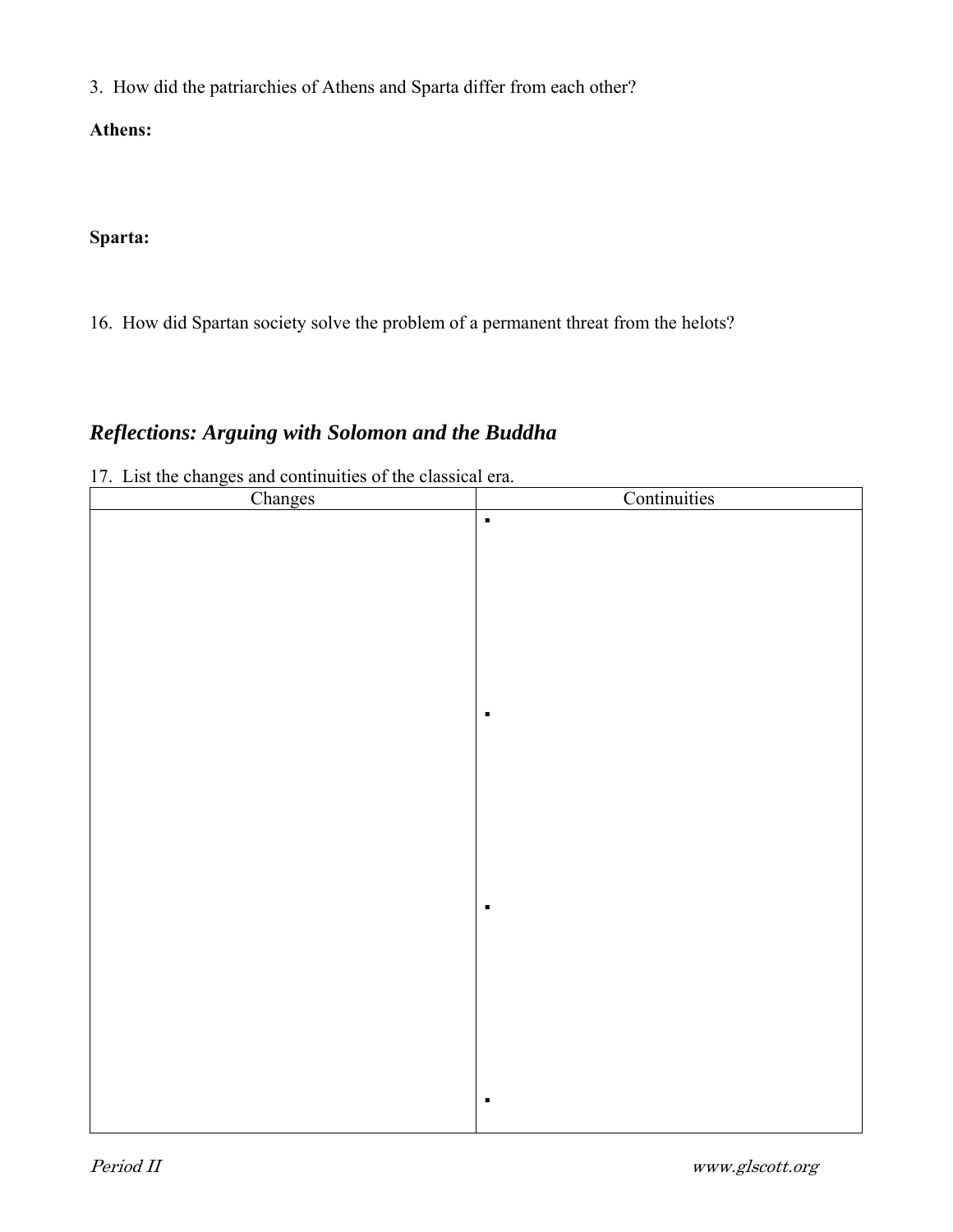3. How did the patriarchies of Athens and Sparta differ from each other?

**Athens:**

**Sparta:**

16. How did Spartan society solve the problem of a permanent threat from the helots?

## *Reflections: Arguing with Solomon and the Buddha*

17. List the changes and continuities of the classical era.

| Changes | Continuities |
| --- | --- |
| | ▪ <br><br> ▪ <br><br> ▪ <br><br> ▪ |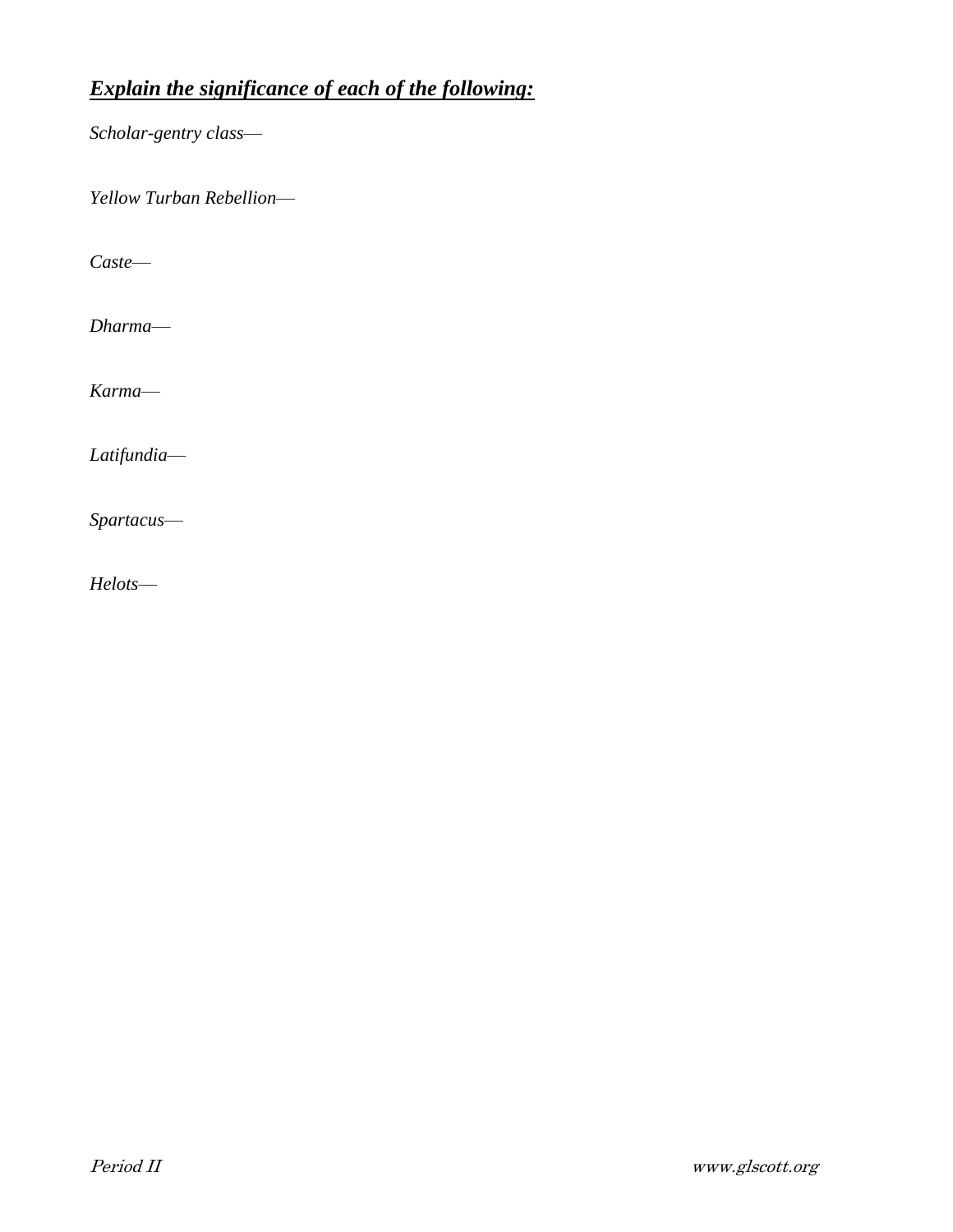***Explain the significance of each of the following:***

*Scholar-gentry class*—

*Yellow Turban Rebellion*—

*Caste*—

*Dharma*—

*Karma*—

*Latifundia*—

*Spartacus*—

*Helots*—